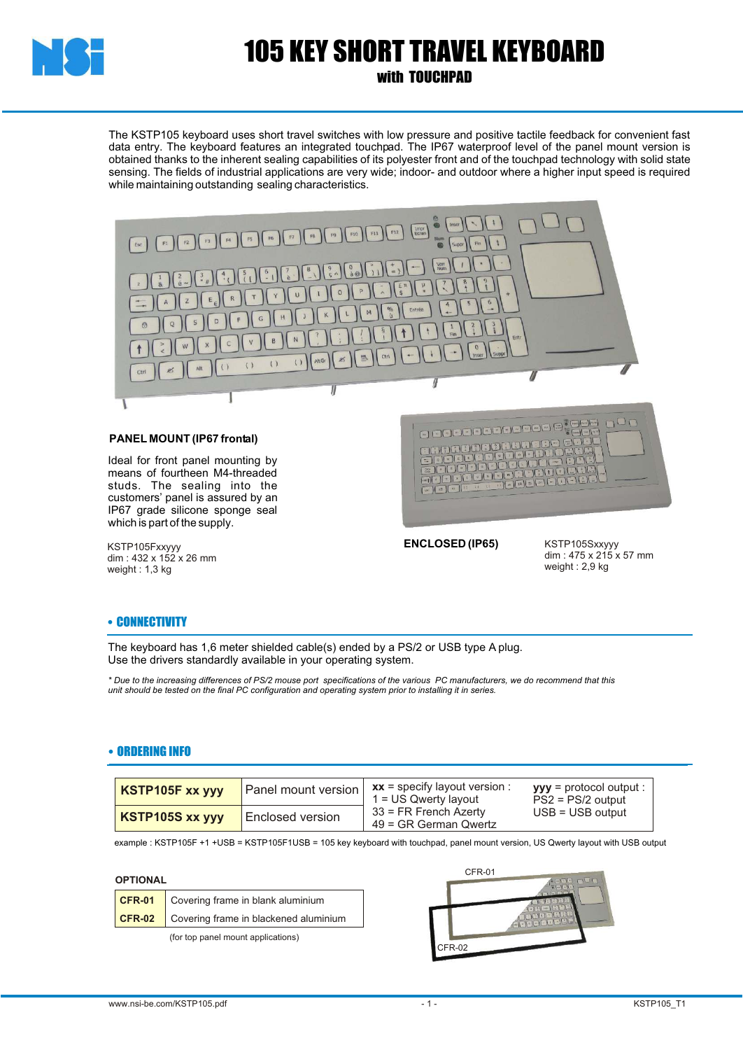# 105 KEY SHORT TRAVEL KEYBOARD

## with TOUCHPAD

The KSTP105 keyboard uses short travel switches with low pressure and positive tactile feedback for convenient fast data entry. The keyboard features an integrated touchpad. The IP67 waterproof level of the panel mount version is obtained thanks to the inherent sealing capabilities of its polyester front and of the touchpad technology with solid state sensing. The fields of industrial applications are very wide; indoor- and outdoor where a higher input speed is required while maintaining outstanding sealing characteristics.

**PANEL MOUNT (IP67 frontal)**

Ideal for front panel mounting by means of fourtheen M4-threaded studs. The sealing into the customers' panel is assured by an IP67 grade silicone sponge seal which is part of the supply.

KSTP105Fxxyyy
dim : 432 x 152 x 26 mm
weight : 1,3 kg

**ENCLOSED (IP65)**

KSTP105Sxxyyy
dim : 475 x 215 x 57 mm
weight : 2,9 kg

## • CONNECTIVITY

The keyboard has 1,6 meter shielded cable(s) ended by a PS/2 or USB type A plug.
Use the drivers standardly available in your operating system.

*\* Due to the increasing differences of PS/2 mouse port specifications of the various PC manufacturers, we do recommend that this unit should be tested on the final PC configuration and operating system prior to installing it in series.*

## • ORDERING INFO

| | | | |
|---|---|---|---|
| **KSTP105F xx yyy** | Panel mount version | **xx** = specify layout version :<br>1 = US Qwerty layout<br>33 = FR French Azerty<br>49 = GR German Qwertz | **yyy** = protocol output :<br>PS2 = PS/2 output<br>USB = USB output |
| **KSTP105S xx yyy** | Enclosed version | | |

example : KSTP105F +1 +USB = KSTP105F1USB = 105 key keyboard with touchpad, panel mount version, US Qwerty layout with USB output

**OPTIONAL**

| | |
|---|---|
| **CFR-01** | Covering frame in blank aluminium |
| **CFR-02** | Covering frame in blackened aluminium |

(for top panel mount applications)

CFR-01

CFR-02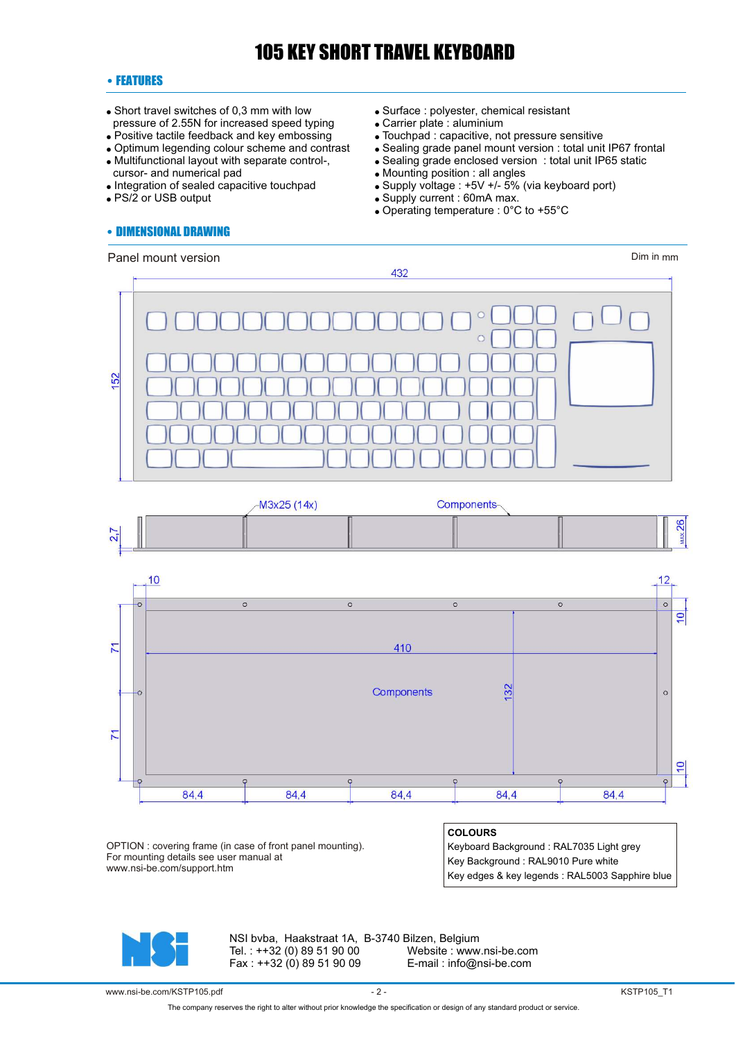# 105 KEY SHORT TRAVEL KEYBOARD

## • FEATURES

- Short travel switches of 0,3 mm with low pressure of 2.55N for increased speed typing
- Positive tactile feedback and key embossing
- Optimum legending colour scheme and contrast
- Multifunctional layout with separate control-, cursor- and numerical pad
- Integration of sealed capacitive touchpad
- PS/2 or USB output
- Surface : polyester, chemical resistant
- Carrier plate : aluminium
- Touchpad : capacitive, not pressure sensitive
- Sealing grade panel mount version : total unit IP67 frontal
- Sealing grade enclosed version : total unit IP65 static
- Mounting position : all angles
- Supply voltage : +5V +/- 5% (via keyboard port)
- Supply current : 60mA max.
- Operating temperature : 0°C to +55°C

## • DIMENSIONAL DRAWING

Panel mount version

Dim in mm

432

152

M3x25 (14x)

Components

2,7

MAX 26

10

12

10

71

410

Components

132

71

10

84,4

84,4

84,4

84,4

84,4

OPTION : covering frame (in case of front panel mounting).
For mounting details see user manual at www.nsi-be.com/support.htm

| COLOURS |
|---|
| Keyboard Background : RAL7035 Light grey |
| Key Background : RAL9010 Pure white |
| Key edges & key legends : RAL5003 Sapphire blue |

NSI bvba, Haakstraat 1A, B-3740 Bilzen, Belgium
Tel. : ++32 (0) 89 51 90 00 Website : www.nsi-be.com
Fax : ++32 (0) 89 51 90 09 E-mail : info@nsi-be.com

www.nsi-be.com/KSTP105.pdf KSTP105_T1

The company reserves the right to alter without prior knowledge the specification or design of any standard product or service.